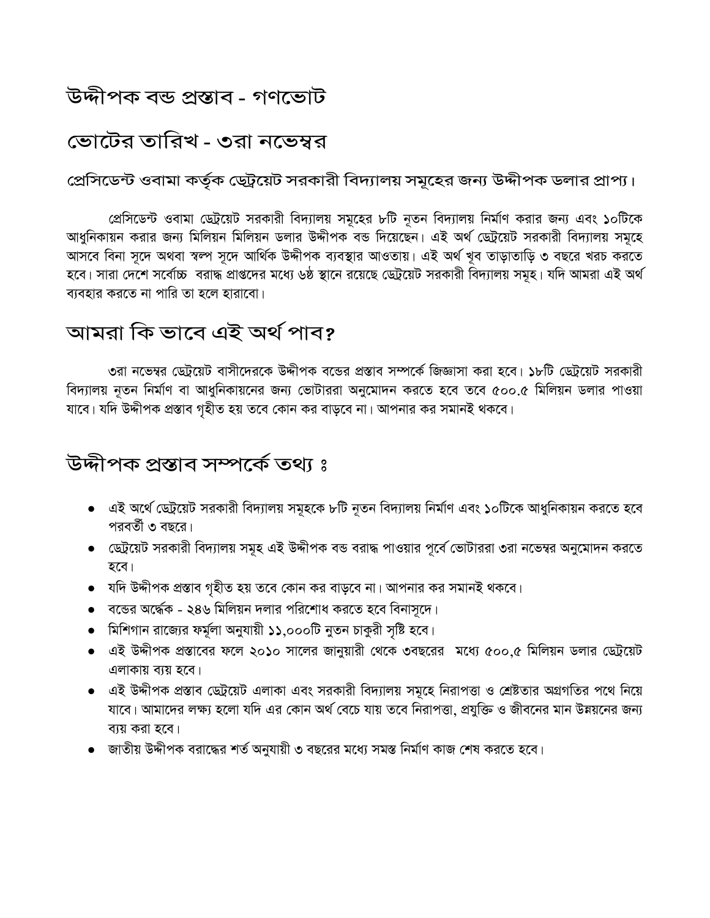# উদ্দীপক বন্ড প্রস্তাব - গণভোট

# ভোটের তারিখ - ৩রা নভেম্বর

### প্রেসিডেন্ট ওবামা কর্তৃক ডেট্রয়েট সরকারী বিদ্যালয় সমূহের জন্য উদ্দীপক ডলার প্রাপ্য।

প্রেসিডেন্ট ওবামা ডেট্রয়েট সরকারী বিদ্যালয় সমূহের ৮টি নূতন বিদ্যালয় নির্মাণ করার জন্য এবং ১০টিকে আধুনিকায়ন করার জন্য মিলিয়ন মিলিয়ন ডলার উদ্দীপক বন্ড দিয়েছেন। এই অর্থ ডেট্রয়েট সরকারী বিদ্যালয় সমূহে আসবে বিনা সূদে অথবা স্বল্প সূদে আর্থিক উদ্দীপক ব্যবস্থার আওতায়। এই অর্থ খুব তাড়াতাড়ি ৩ বছরে খরচ করতে হবে। সারা দেশে সর্বোচ্চ বরাদ্ধ প্রাপ্তদের মধ্যে ৬ষ্ঠ স্থানে রয়েছে ডেট্রয়েট সরকারী বিদ্যালয় সমূহ। যদি আমরা এই অর্থ ব্যবহার করতে না পারি তা হলে হারাবো।

## আমরা কি ভাবে এই অর্থ পাব?

৩রা নভেম্বর ডেট্রয়েট বাসীদেরকে উদ্দীপক বন্ডের প্রস্তাব সম্পর্কে জিজ্ঞাসা করা হবে। ১৮টি ডেট্রয়েট সরকারী বিদ্যালয় নূতন নির্মাণ বা আধুনিকায়নের জন্য ভোটাররা অনুমোদন করতে হবে তবে ৫০০.৫ মিলিয়ন ডলার পাওয়া যাবে। যদি উদ্দীপক প্রস্তাব গৃহীত হয় তবে কোন কর বাড়বে না। আপনার কর সমানই থকবে।

## উদ্দীপক প্রস্তাব সম্পর্কে তথ্য ঃ

- এই অর্থে ডেট্রয়েট সরকারী বিদ্যালয় সমূহকে ৮টি নূতন বিদ্যালয় নির্মাণ এবং ১০টিকে আধুনিকায়ন করতে হবে পরবর্তী ৩ বছরে।
- ডেট্রয়েট সরকারী বিদ্যালয় সমূহ এই উদ্দীপক বন্ড বরাদ্ধ পাওয়ার পূর্বে ভোটাররা ৩রা নভেম্বর অনুমোদন করতে হবে।
- যদি উদ্দীপক প্রস্তাব গৃহীত হয় তবে কোন কর বাড়বে না। আপনার কর সমানই থকবে।
- বন্ডের অর্দ্ধেক - ২৪৬ মিলিয়ন দলার পরিশোধ করতে হবে বিনাসূদে।
- মিশিগান রাজ্যের ফর্মূলা অনুযায়ী ১১,০০০টি নুতন চাকুরী সৃষ্টি হবে।
- এই উদ্দীপক প্রস্তাবের ফলে ২০১০ সালের জানুয়ারী থেকে ৩বছরের মধ্যে ৫০০,৫ মিলিয়ন ডলার ডেট্রয়েট এলাকায় ব্যয় হবে।
- এই উদ্দীপক প্রস্তাব ডেট্রয়েট এলাকা এবং সরকারী বিদ্যালয় সমূহে নিরাপত্তা ও শ্রেষ্টতার অগ্রগতির পথে নিয়ে যাবে। আমাদের লক্ষ্য হলো যদি এর কোন অর্থ বেচে যায় তবে নিরাপত্তা, প্রযুক্তি ও জীবনের মান উন্নয়নের জন্য ব্যয় করা হবে।
- জাতীয় উদ্দীপক বরাদ্ধের শর্ত অনুযায়ী ৩ বছরের মধ্যে সমস্ত নির্মাণ কাজ শেষ করতে হবে।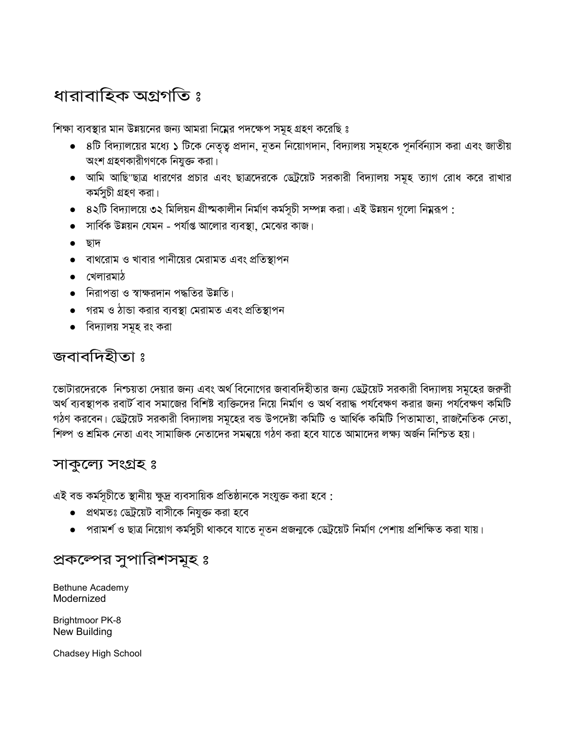## ধারাবাহিক অগ্রগতি ঃ

শিক্ষা ব্যবস্থার মান উন্নয়নের জন্য আমরা নিম্নের পদক্ষেপ সমূহ গ্রহণ করেছি ঃ

- ৪টি বিদ্যালয়ের মধ্যে ১ টিকে নেতৃত্ব প্রদান, নূতন নিয়োগদান, বিদ্যালয় সমূহকে পূনর্বিন্যাস করা এবং জাতীয় অংশ গ্রহণকারীগণকে নিযুক্ত করা।
- আমি আছি"ছাত্র ধারণের প্রচার এবং ছাত্রদেরকে ডেট্রয়েট সরকারী বিদ্যালয় সমূহ ত্যাগ রোধ করে রাখার কর্মসুচী গ্রহণ করা।
- ৪২টি বিদ্যালয়ে ৩২ মিলিয়ন গ্রীষ্মকালীন নির্মাণ কর্মসূচী সম্পন্ন করা। এই উন্নয়ন গূলো নিম্নরূপ :
- সার্বিক উন্নয়ন যেমন - পর্যাপ্ত আলোর ব্যবস্থা, মেঝের কাজ।
- ছাদ
- বাথরোম ও খাবার পানীয়ের মেরামত এবং প্রতিস্থাপন
- খেলারমাঠ
- নিরাপত্তা ও স্বাক্ষরদান পদ্ধতির উন্নতি।
- গরম ও ঠান্ডা করার ব্যবস্থা মেরামত এবং প্রতিস্থাপন
- বিদ্যালয় সমূহ রং করা

## জবাবদিহীতা ঃ

ভোটারদেরকে নিশ্চয়তা দেয়ার জন্য এবং অর্থ বিনোগের জবাবদিহীতার জন্য ডেট্রয়েট সরকারী বিদ্যালয় সমূহের জরুরী অর্থ ব্যবস্থাপক রবার্ট বাব সমাজের বিশিষ্ট ব্যক্তিদের নিয়ে নির্মাণ ও অর্থ বরাদ্ধ পর্যবেক্ষণ করার জন্য পর্যবেক্ষণ কমিটি গঠণ করবেন। ডেট্রয়েট সরকারী বিদ্যালয় সমূহের বন্ড উপদেষ্টা কমিটি ও আর্থিক কমিটি পিতামাতা, রাজনৈতিক নেতা, শিল্প ও শ্রমিক নেতা এবং সামাজিক নেতাদের সমন্বয়ে গঠণ করা হবে যাতে আমাদের লক্ষ্য অর্জন নিশ্চিত হয়।

## সাকুল্যে সংগ্রহ ঃ

এই বন্ড কর্মসূচীতে স্থানীয় ক্ষুদ্র ব্যবসায়িক প্রতিষ্ঠানকে সংযুক্ত করা হবে :

- প্রথমতঃ ডেট্রয়েট বাসীকে নিযুক্ত করা হবে
- পরামর্শ ও ছাত্র নিয়োগ কর্মসুচী থাকবে যাতে নূতন প্রজন্মকে ডেট্রয়েট নির্মাণ পেশায় প্রশিক্ষিত করা যায়।

## প্রকল্পের সুপারিশসমূহ ঃ

Bethune Academy
Modernized

Brightmoor PK-8
New Building

Chadsey High School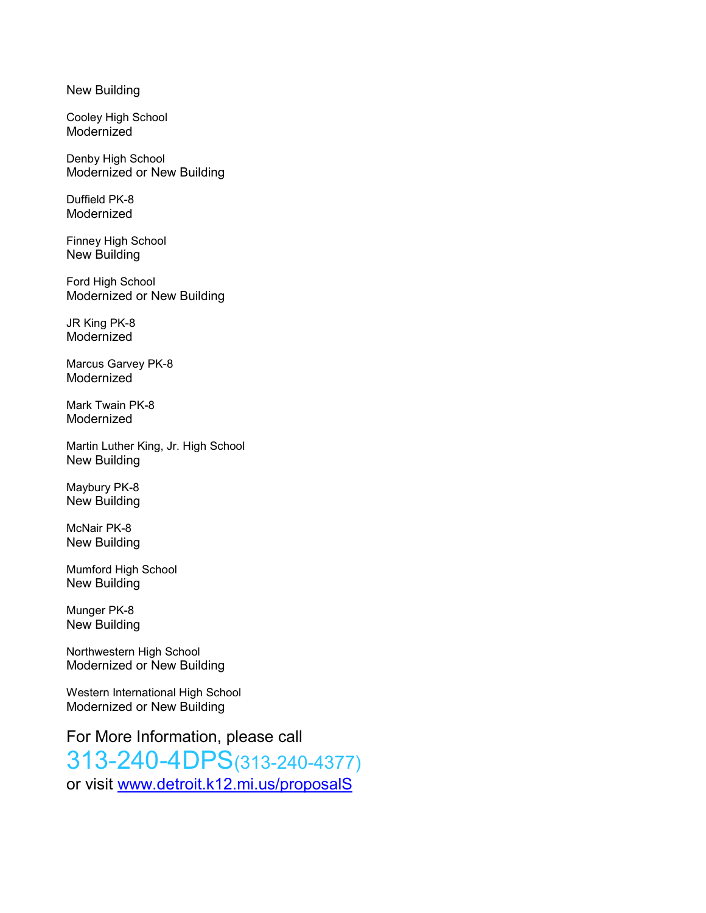New Building

Cooley High School
Modernized

Denby High School
Modernized or New Building

Duffield PK-8
Modernized

Finney High School
New Building

Ford High School
Modernized or New Building

JR King PK-8
Modernized

Marcus Garvey PK-8
Modernized

Mark Twain PK-8
Modernized

Martin Luther King, Jr. High School
New Building

Maybury PK-8
New Building

McNair PK-8
New Building

Mumford High School
New Building

Munger PK-8
New Building

Northwestern High School
Modernized or New Building

Western International High School
Modernized or New Building

For More Information, please call
313-240-4DPS(313-240-4377)
or visit [www.detroit.k12.mi.us/proposalS](www.detroit.k12.mi.us/proposalS)